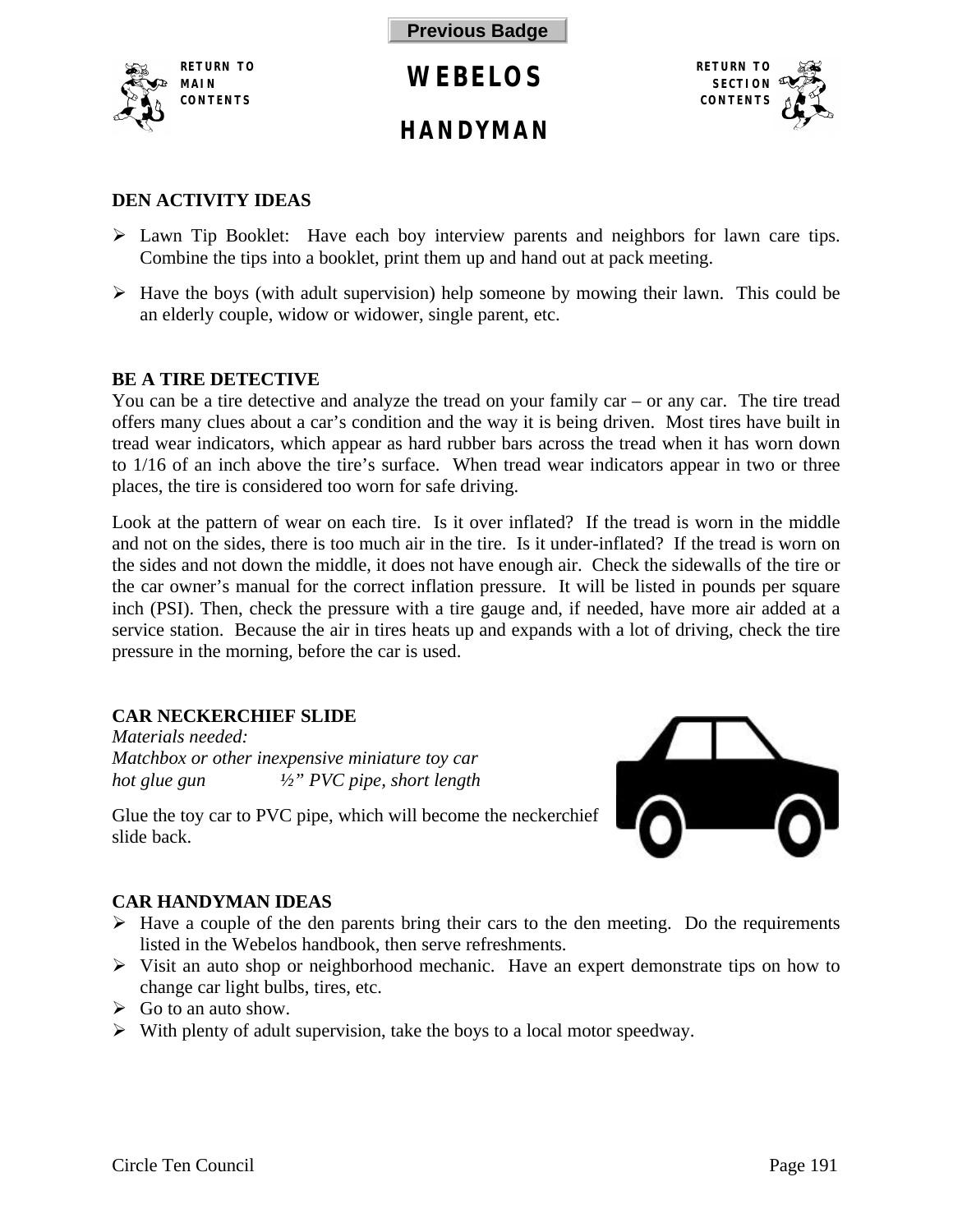# WEBELOS

## HANDYMAN

### DEN ACTIVITY IDEAS

- Lawn Tip Booklet: Have each boy interview parents and neighbors for lawn care tips. Combine the tips into a booklet, print them up and hand out at pack meeting.
- Have the boys (with adult supervision) help someone by mowing their lawn. This could be an elderly couple, widow or widower, single parent, etc.

### BE A TIRE DETECTIVE

You can be a tire detective and analyze the tread on your family car – or any car. The tire tread offers many clues about a car's condition and the way it is being driven. Most tires have built in tread wear indicators, which appear as hard rubber bars across the tread when it has worn down to 1/16 of an inch above the tire's surface. When tread wear indicators appear in two or three places, the tire is considered too worn for safe driving.

Look at the pattern of wear on each tire. Is it over inflated? If the tread is worn in the middle and not on the sides, there is too much air in the tire. Is it under-inflated? If the tread is worn on the sides and not down the middle, it does not have enough air. Check the sidewalls of the tire or the car owner's manual for the correct inflation pressure. It will be listed in pounds per square inch (PSI). Then, check the pressure with a tire gauge and, if needed, have more air added at a service station. Because the air in tires heats up and expands with a lot of driving, check the tire pressure in the morning, before the car is used.

### CAR NECKERCHIEF SLIDE

*Materials needed:*
*Matchbox or other inexpensive miniature toy car*
*hot glue gun* *½" PVC pipe, short length*

Glue the toy car to PVC pipe, which will become the neckerchief slide back.

### CAR HANDYMAN IDEAS

- Have a couple of the den parents bring their cars to the den meeting. Do the requirements listed in the Webelos handbook, then serve refreshments.
- Visit an auto shop or neighborhood mechanic. Have an expert demonstrate tips on how to change car light bulbs, tires, etc.
- Go to an auto show.
- With plenty of adult supervision, take the boys to a local motor speedway.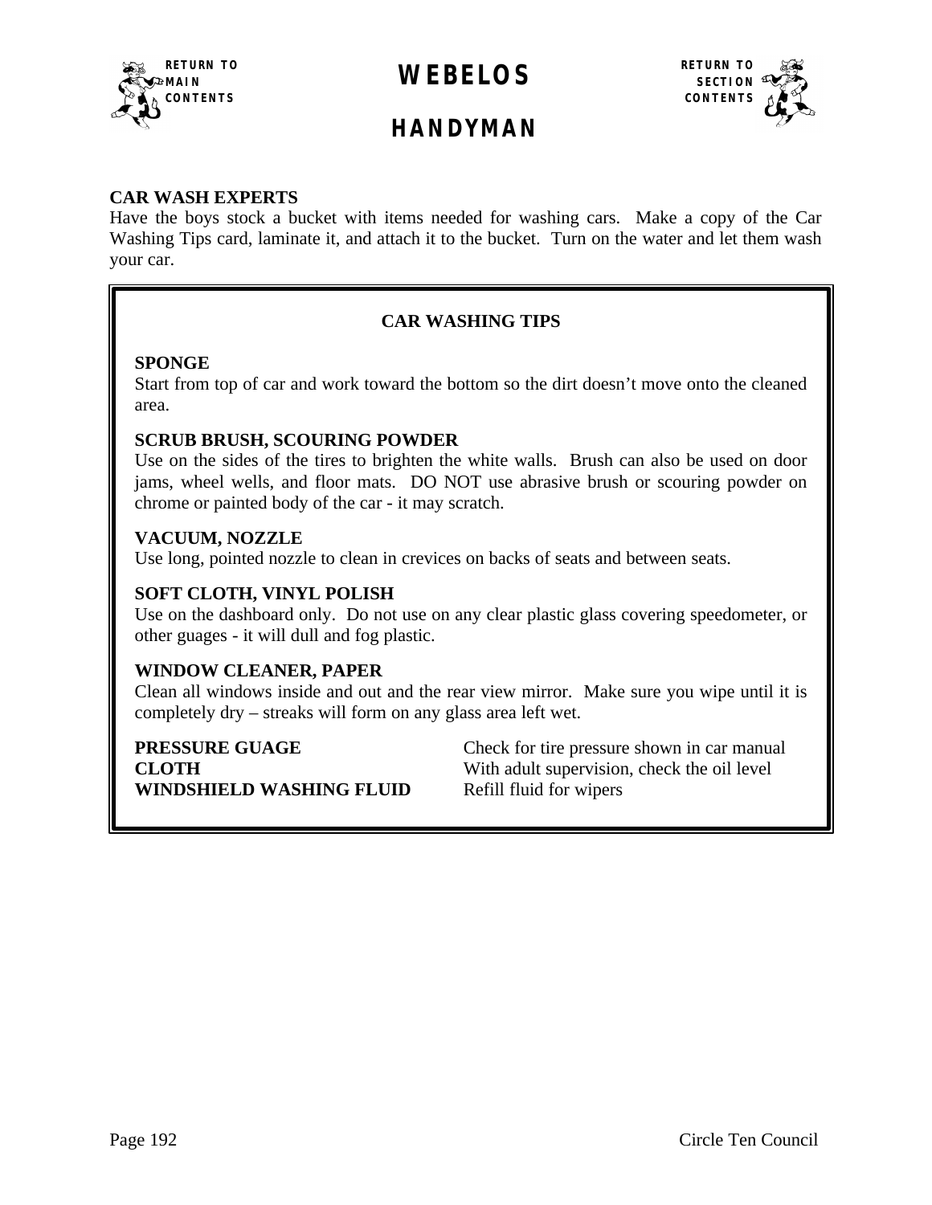# WEBELOS

## HANDYMAN

**CAR WASH EXPERTS**
Have the boys stock a bucket with items needed for washing cars. Make a copy of the Car Washing Tips card, laminate it, and attach it to the bucket. Turn on the water and let them wash your car.

### CAR WASHING TIPS

**SPONGE**
Start from top of car and work toward the bottom so the dirt doesn't move onto the cleaned area.

**SCRUB BRUSH, SCOURING POWDER**
Use on the sides of the tires to brighten the white walls. Brush can also be used on door jams, wheel wells, and floor mats. DO NOT use abrasive brush or scouring powder on chrome or painted body of the car - it may scratch.

**VACUUM, NOZZLE**
Use long, pointed nozzle to clean in crevices on backs of seats and between seats.

**SOFT CLOTH, VINYL POLISH**
Use on the dashboard only. Do not use on any clear plastic glass covering speedometer, or other guages - it will dull and fog plastic.

**WINDOW CLEANER, PAPER**
Clean all windows inside and out and the rear view mirror. Make sure you wipe until it is completely dry – streaks will form on any glass area left wet.

| | |
|---|---|
| **PRESSURE GUAGE** | Check for tire pressure shown in car manual |
| **CLOTH** | With adult supervision, check the oil level |
| **WINDSHIELD WASHING FLUID** | Refill fluid for wipers |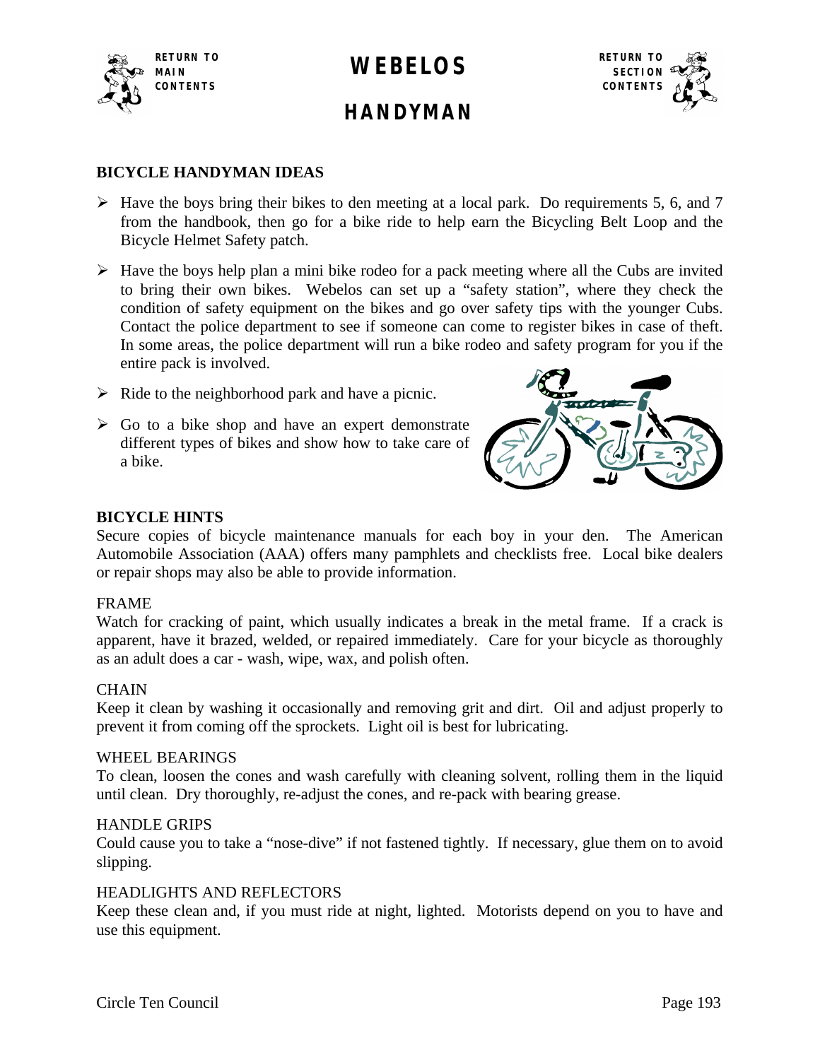# WEBELOS

## HANDYMAN

### BICYCLE HANDYMAN IDEAS

- Have the boys bring their bikes to den meeting at a local park. Do requirements 5, 6, and 7 from the handbook, then go for a bike ride to help earn the Bicycling Belt Loop and the Bicycle Helmet Safety patch.
- Have the boys help plan a mini bike rodeo for a pack meeting where all the Cubs are invited to bring their own bikes. Webelos can set up a "safety station", where they check the condition of safety equipment on the bikes and go over safety tips with the younger Cubs. Contact the police department to see if someone can come to register bikes in case of theft. In some areas, the police department will run a bike rodeo and safety program for you if the entire pack is involved.
- Ride to the neighborhood park and have a picnic.
- Go to a bike shop and have an expert demonstrate different types of bikes and show how to take care of a bike.

### BICYCLE HINTS

Secure copies of bicycle maintenance manuals for each boy in your den. The American Automobile Association (AAA) offers many pamphlets and checklists free. Local bike dealers or repair shops may also be able to provide information.

FRAME

Watch for cracking of paint, which usually indicates a break in the metal frame. If a crack is apparent, have it brazed, welded, or repaired immediately. Care for your bicycle as thoroughly as an adult does a car - wash, wipe, wax, and polish often.

CHAIN

Keep it clean by washing it occasionally and removing grit and dirt. Oil and adjust properly to prevent it from coming off the sprockets. Light oil is best for lubricating.

WHEEL BEARINGS

To clean, loosen the cones and wash carefully with cleaning solvent, rolling them in the liquid until clean. Dry thoroughly, re-adjust the cones, and re-pack with bearing grease.

HANDLE GRIPS

Could cause you to take a "nose-dive" if not fastened tightly. If necessary, glue them on to avoid slipping.

HEADLIGHTS AND REFLECTORS

Keep these clean and, if you must ride at night, lighted. Motorists depend on you to have and use this equipment.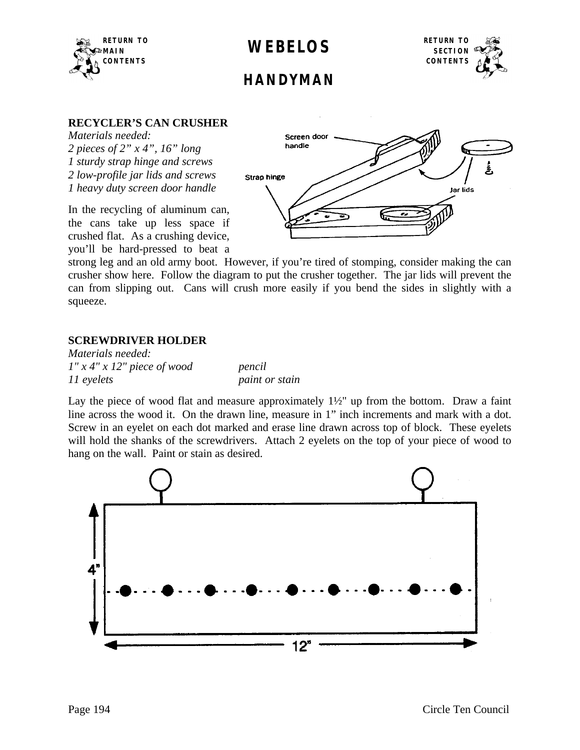# WEBELOS

## HANDYMAN

**RECYCLER'S CAN CRUSHER**

*Materials needed:*
*2 pieces of 2" x 4", 16" long*
*1 sturdy strap hinge and screws*
*2 low-profile jar lids and screws*
*1 heavy duty screen door handle*

Screen door handle
Strap hinge
Jar lids

In the recycling of aluminum can, the cans take up less space if crushed flat. As a crushing device, you'll be hard-pressed to beat a strong leg and an old army boot. However, if you're tired of stomping, consider making the can crusher show here. Follow the diagram to put the crusher together. The jar lids will prevent the can from slipping out. Cans will crush more easily if you bend the sides in slightly with a squeeze.

**SCREWDRIVER HOLDER**

*Materials needed:*

| | |
|---|---|
| *1" x 4" x 12" piece of wood* | *pencil* |
| *11 eyelets* | *paint or stain* |

Lay the piece of wood flat and measure approximately 1½" up from the bottom. Draw a faint line across the wood it. On the drawn line, measure in 1" inch increments and mark with a dot. Screw in an eyelet on each dot marked and erase line drawn across top of block. These eyelets will hold the shanks of the screwdrivers. Attach 2 eyelets on the top of your piece of wood to hang on the wall. Paint or stain as desired.

4"
12"